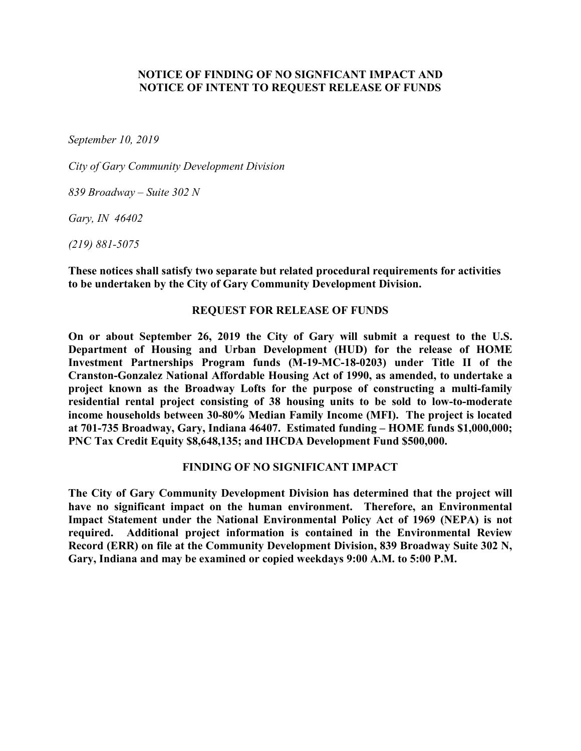# NOTICE OF FINDING OF NO SIGNFICANT IMPACT AND NOTICE OF INTENT TO REQUEST RELEASE OF FUNDS

*September 10, 2019*

*City of Gary Community Development Division*

*839 Broadway – Suite 302 N*

*Gary, IN 46402*

*(219) 881-5075*

**These notices shall satisfy two separate but related procedural requirements for activities to be undertaken by the City of Gary Community Development Division.**

## REQUEST FOR RELEASE OF FUNDS

**On or about September 26, 2019 the City of Gary will submit a request to the U.S. Department of Housing and Urban Development (HUD) for the release of HOME Investment Partnerships Program funds (M-19-MC-18-0203) under Title II of the Cranston-Gonzalez National Affordable Housing Act of 1990, as amended, to undertake a project known as the Broadway Lofts for the purpose of constructing a multi-family residential rental project consisting of 38 housing units to be sold to low-to-moderate income households between 30-80% Median Family Income (MFI). The project is located at 701-735 Broadway, Gary, Indiana 46407. Estimated funding – HOME funds $1,000,000; PNC Tax Credit Equity $8,648,135; and IHCDA Development Fund $500,000.**

## FINDING OF NO SIGNIFICANT IMPACT

**The City of Gary Community Development Division has determined that the project will have no significant impact on the human environment. Therefore, an Environmental Impact Statement under the National Environmental Policy Act of 1969 (NEPA) is not required. Additional project information is contained in the Environmental Review Record (ERR) on file at the Community Development Division, 839 Broadway Suite 302 N, Gary, Indiana and may be examined or copied weekdays 9:00 A.M. to 5:00 P.M.**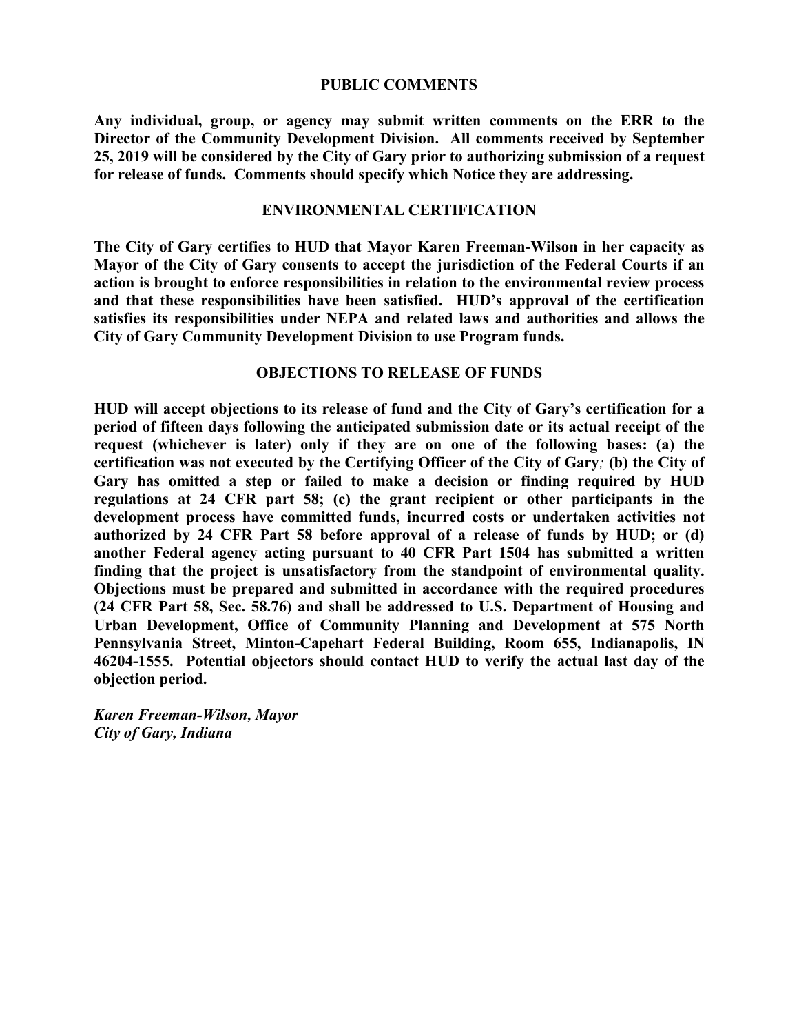## PUBLIC COMMENTS

**Any individual, group, or agency may submit written comments on the ERR to the Director of the Community Development Division. All comments received by September 25, 2019 will be considered by the City of Gary prior to authorizing submission of a request for release of funds. Comments should specify which Notice they are addressing.**

## ENVIRONMENTAL CERTIFICATION

**The City of Gary certifies to HUD that Mayor Karen Freeman-Wilson in her capacity as Mayor of the City of Gary consents to accept the jurisdiction of the Federal Courts if an action is brought to enforce responsibilities in relation to the environmental review process and that these responsibilities have been satisfied. HUD's approval of the certification satisfies its responsibilities under NEPA and related laws and authorities and allows the City of Gary Community Development Division to use Program funds.**

## OBJECTIONS TO RELEASE OF FUNDS

**HUD will accept objections to its release of fund and the City of Gary's certification for a period of fifteen days following the anticipated submission date or its actual receipt of the request (whichever is later) only if they are on one of the following bases: (a) the certification was not executed by the Certifying Officer of the City of Gary; (b) the City of Gary has omitted a step or failed to make a decision or finding required by HUD regulations at 24 CFR part 58; (c) the grant recipient or other participants in the development process have committed funds, incurred costs or undertaken activities not authorized by 24 CFR Part 58 before approval of a release of funds by HUD; or (d) another Federal agency acting pursuant to 40 CFR Part 1504 has submitted a written finding that the project is unsatisfactory from the standpoint of environmental quality. Objections must be prepared and submitted in accordance with the required procedures (24 CFR Part 58, Sec. 58.76) and shall be addressed to U.S. Department of Housing and Urban Development, Office of Community Planning and Development at 575 North Pennsylvania Street, Minton-Capehart Federal Building, Room 655, Indianapolis, IN 46204-1555. Potential objectors should contact HUD to verify the actual last day of the objection period.**

***Karen Freeman-Wilson, Mayor***
***City of Gary, Indiana***